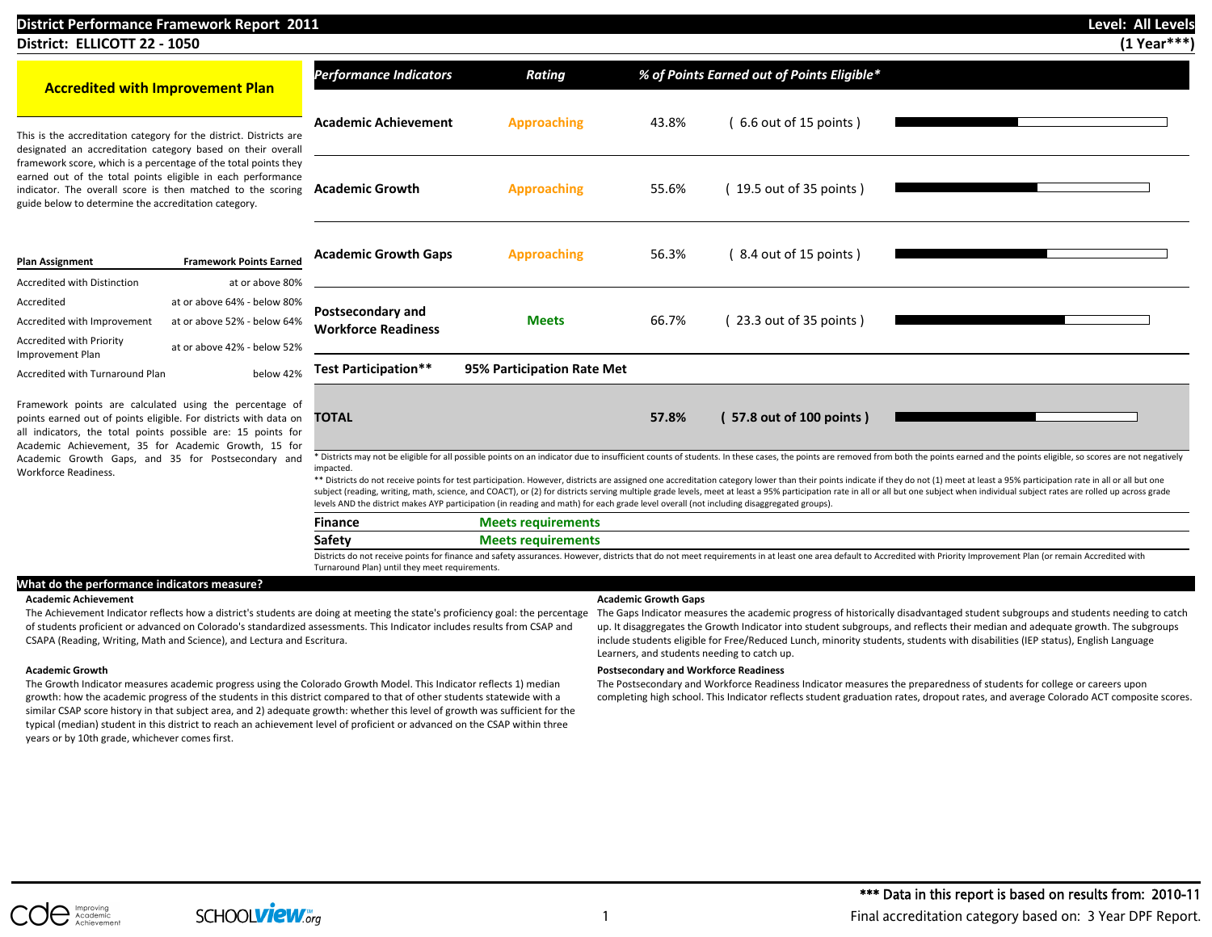# District Performance Framework Report 2011

**District: ELLICOTT 22 - 1050**

**Level: All Levels**
**(1 Year\*\*\*)**

## Accredited with Improvement Plan

This is the accreditation category for the district. Districts are designated an accreditation category based on their overall framework score, which is a percentage of the total points they earned out of the total points eligible in each performance indicator. The overall score is then matched to the scoring guide below to determine the accreditation category.

| Plan Assignment | Framework Points Earned |
|---|---|
| Accredited with Distinction | at or above 80% |
| Accredited | at or above 64% - below 80% |
| Accredited with Improvement | at or above 52% - below 64% |
| Accredited with Priority Improvement Plan | at or above 42% - below 52% |
| Accredited with Turnaround Plan | below 42% |

Framework points are calculated using the percentage of points earned out of points eligible. For districts with data on all indicators, the total points possible are: 15 points for Academic Achievement, 35 for Academic Growth, 15 for Academic Growth Gaps, and 35 for Postsecondary and Workforce Readiness.

| *Performance Indicators* | *Rating* | *% of Points Earned out of Points Eligible\** | |
|---|---|---|---|
| **Academic Achievement** | Approaching | 43.8% | ( 6.6 out of 15 points ) |
| **Academic Growth** | Approaching | 55.6% | ( 19.5 out of 35 points ) |
| **Academic Growth Gaps** | Approaching | 56.3% | ( 8.4 out of 15 points ) |
| **Postsecondary and Workforce Readiness** | **Meets** | 66.7% | ( 23.3 out of 35 points ) |
| **Test Participation\*\*** | **95% Participation Rate Met** | | |
| **TOTAL** | | **57.8%** | **( 57.8 out of 100 points )** |

\* Districts may not be eligible for all possible points on an indicator due to insufficient counts of students. In these cases, the points are removed from both the points earned and the points eligible, so scores are not negatively impacted.

\*\* Districts do not receive points for test participation. However, districts are assigned one accreditation category lower than their points indicate if they do not (1) meet at least a 95% participation rate in all or all but one subject (reading, writing, math, science, and COACT), or (2) for districts serving multiple grade levels, meet at least a 95% participation rate in all or all but one subject when individual subject rates are rolled up across grade levels AND the district makes AYP participation (in reading and math) for each grade level overall (not including disaggregated groups).

| | |
|---|---|
| **Finance** | **Meets requirements** |
| **Safety** | **Meets requirements** |

Districts do not receive points for finance and safety assurances. However, districts that do not meet requirements in at least one area default to Accredited with Priority Improvement Plan (or remain Accredited with Turnaround Plan) until they meet requirements.

## What do the performance indicators measure?

**Academic Achievement**

The Achievement Indicator reflects how a district's students are doing at meeting the state's proficiency goal: the percentage of students proficient or advanced on Colorado's standardized assessments. This Indicator includes results from CSAP and CSAPA (Reading, Writing, Math and Science), and Lectura and Escritura.

**Academic Growth**

The Growth Indicator measures academic progress using the Colorado Growth Model. This Indicator reflects 1) median growth: how the academic progress of the students in this district compared to that of other students statewide with a similar CSAP score history in that subject area, and 2) adequate growth: whether this level of growth was sufficient for the typical (median) student in this district to reach an achievement level of proficient or advanced on the CSAP within three years or by 10th grade, whichever comes first.

**Academic Growth Gaps**

The Gaps Indicator measures the academic progress of historically disadvantaged student subgroups and students needing to catch up. It disaggregates the Growth Indicator into student subgroups, and reflects their median and adequate growth. The subgroups include students eligible for Free/Reduced Lunch, minority students, students with disabilities (IEP status), English Language Learners, and students needing to catch up.

**Postsecondary and Workforce Readiness**

The Postsecondary and Workforce Readiness Indicator measures the preparedness of students for college or careers upon completing high school. This Indicator reflects student graduation rates, dropout rates, and average Colorado ACT composite scores.

\*\*\* Data in this report is based on results from: 2010-11

Final accreditation category based on: 3 Year DPF Report.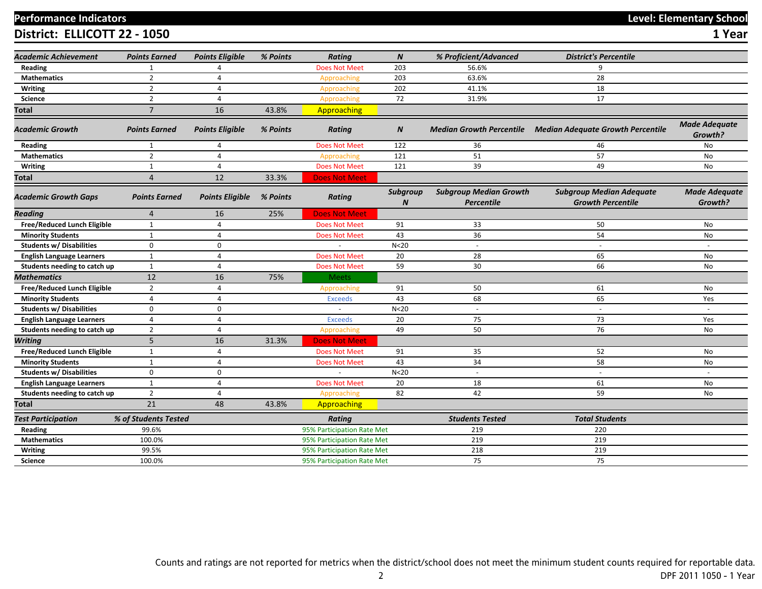# Performance Indicators

**Level: Elementary School**

## District: ELLICOTT 22 - 1050

**1 Year**

| *Academic Achievement* | *Points Earned* | *Points Eligible* | *% Points* | *Rating* | *N* | *% Proficient/Advanced* | *District's Percentile* |
|---|---|---|---|---|---|---|---|
| **Reading** | 1 | 4 | | Does Not Meet | 203 | 56.6% | 9 |
| **Mathematics** | 2 | 4 | | Approaching | 203 | 63.6% | 28 |
| **Writing** | 2 | 4 | | Approaching | 202 | 41.1% | 18 |
| **Science** | 2 | 4 | | Approaching | 72 | 31.9% | 17 |
| **Total** | 7 | 16 | 43.8% | Approaching | | | |

| *Academic Growth* | *Points Earned* | *Points Eligible* | *% Points* | *Rating* | *N* | *Median Growth Percentile* | *Median Adequate Growth Percentile* | *Made Adequate Growth?* |
|---|---|---|---|---|---|---|---|---|
| **Reading** | 1 | 4 | | Does Not Meet | 122 | 36 | 46 | No |
| **Mathematics** | 2 | 4 | | Approaching | 121 | 51 | 57 | No |
| **Writing** | 1 | 4 | | Does Not Meet | 121 | 39 | 49 | No |
| **Total** | 4 | 12 | 33.3% | Does Not Meet | | | | |

| *Academic Growth Gaps* | *Points Earned* | *Points Eligible* | *% Points* | *Rating* | *Subgroup N* | *Subgroup Median Growth Percentile* | *Subgroup Median Adequate Growth Percentile* | *Made Adequate Growth?* |
|---|---|---|---|---|---|---|---|---|
| ***Reading*** | 4 | 16 | 25% | Does Not Meet | | | | |
| **Free/Reduced Lunch Eligible** | 1 | 4 | | Does Not Meet | 91 | 33 | 50 | No |
| **Minority Students** | 1 | 4 | | Does Not Meet | 43 | 36 | 54 | No |
| **Students w/ Disabilities** | 0 | 0 | | - | N<20 | - | - | - |
| **English Language Learners** | 1 | 4 | | Does Not Meet | 20 | 28 | 65 | No |
| **Students needing to catch up** | 1 | 4 | | Does Not Meet | 59 | 30 | 66 | No |
| ***Mathematics*** | 12 | 16 | 75% | Meets | | | | |
| **Free/Reduced Lunch Eligible** | 2 | 4 | | Approaching | 91 | 50 | 61 | No |
| **Minority Students** | 4 | 4 | | Exceeds | 43 | 68 | 65 | Yes |
| **Students w/ Disabilities** | 0 | 0 | | - | N<20 | - | - | - |
| **English Language Learners** | 4 | 4 | | Exceeds | 20 | 75 | 73 | Yes |
| **Students needing to catch up** | 2 | 4 | | Approaching | 49 | 50 | 76 | No |
| ***Writing*** | 5 | 16 | 31.3% | Does Not Meet | | | | |
| **Free/Reduced Lunch Eligible** | 1 | 4 | | Does Not Meet | 91 | 35 | 52 | No |
| **Minority Students** | 1 | 4 | | Does Not Meet | 43 | 34 | 58 | No |
| **Students w/ Disabilities** | 0 | 0 | | - | N<20 | - | - | - |
| **English Language Learners** | 1 | 4 | | Does Not Meet | 20 | 18 | 61 | No |
| **Students needing to catch up** | 2 | 4 | | Approaching | 82 | 42 | 59 | No |
| **Total** | 21 | 48 | 43.8% | Approaching | | | | |

| *Test Participation* | *% of Students Tested* | *Rating* | *Students Tested* | *Total Students* |
|---|---|---|---|---|
| **Reading** | 99.6% | 95% Participation Rate Met | 219 | 220 |
| **Mathematics** | 100.0% | 95% Participation Rate Met | 219 | 219 |
| **Writing** | 99.5% | 95% Participation Rate Met | 218 | 219 |
| **Science** | 100.0% | 95% Participation Rate Met | 75 | 75 |

Counts and ratings are not reported for metrics when the district/school does not meet the minimum student counts required for reportable data.

DPF 2011 1050 - 1 Year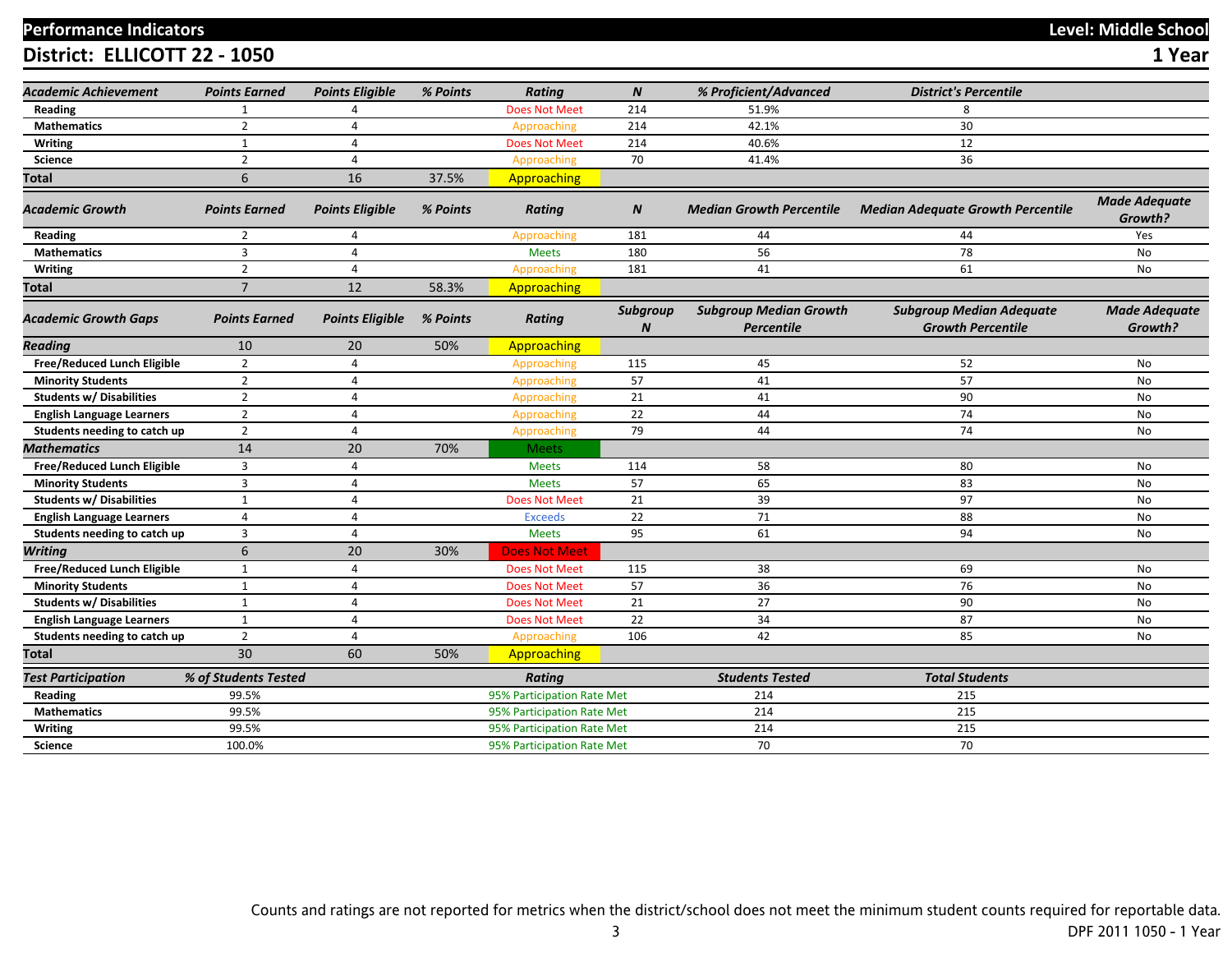## Performance Indicators — Level: Middle School

## District: ELLICOTT 22 - 1050 — 1 Year

| *Academic Achievement* | *Points Earned* | *Points Eligible* | *% Points* | *Rating* | *N* | *% Proficient/Advanced* | *District's Percentile* | |
|---|---|---|---|---|---|---|---|---|
| **Reading** | 1 | 4 | | Does Not Meet | 214 | 51.9% | 8 | |
| **Mathematics** | 2 | 4 | | Approaching | 214 | 42.1% | 30 | |
| **Writing** | 1 | 4 | | Does Not Meet | 214 | 40.6% | 12 | |
| **Science** | 2 | 4 | | Approaching | 70 | 41.4% | 36 | |
| **Total** | 6 | 16 | 37.5% | Approaching | | | | |

| *Academic Growth* | *Points Earned* | *Points Eligible* | *% Points* | *Rating* | *N* | *Median Growth Percentile* | *Median Adequate Growth Percentile* | *Made Adequate Growth?* |
|---|---|---|---|---|---|---|---|---|
| **Reading** | 2 | 4 | | Approaching | 181 | 44 | 44 | Yes |
| **Mathematics** | 3 | 4 | | Meets | 180 | 56 | 78 | No |
| **Writing** | 2 | 4 | | Approaching | 181 | 41 | 61 | No |
| **Total** | 7 | 12 | 58.3% | Approaching | | | | |

| *Academic Growth Gaps* | *Points Earned* | *Points Eligible* | *% Points* | *Rating* | *Subgroup N* | *Subgroup Median Growth Percentile* | *Subgroup Median Adequate Growth Percentile* | *Made Adequate Growth?* |
|---|---|---|---|---|---|---|---|---|
| ***Reading*** | 10 | 20 | 50% | Approaching | | | | |
| **Free/Reduced Lunch Eligible** | 2 | 4 | | Approaching | 115 | 45 | 52 | No |
| **Minority Students** | 2 | 4 | | Approaching | 57 | 41 | 57 | No |
| **Students w/ Disabilities** | 2 | 4 | | Approaching | 21 | 41 | 90 | No |
| **English Language Learners** | 2 | 4 | | Approaching | 22 | 44 | 74 | No |
| **Students needing to catch up** | 2 | 4 | | Approaching | 79 | 44 | 74 | No |
| ***Mathematics*** | 14 | 20 | 70% | Meets | | | | |
| **Free/Reduced Lunch Eligible** | 3 | 4 | | Meets | 114 | 58 | 80 | No |
| **Minority Students** | 3 | 4 | | Meets | 57 | 65 | 83 | No |
| **Students w/ Disabilities** | 1 | 4 | | Does Not Meet | 21 | 39 | 97 | No |
| **English Language Learners** | 4 | 4 | | Exceeds | 22 | 71 | 88 | No |
| **Students needing to catch up** | 3 | 4 | | Meets | 95 | 61 | 94 | No |
| ***Writing*** | 6 | 20 | 30% | Does Not Meet | | | | |
| **Free/Reduced Lunch Eligible** | 1 | 4 | | Does Not Meet | 115 | 38 | 69 | No |
| **Minority Students** | 1 | 4 | | Does Not Meet | 57 | 36 | 76 | No |
| **Students w/ Disabilities** | 1 | 4 | | Does Not Meet | 21 | 27 | 90 | No |
| **English Language Learners** | 1 | 4 | | Does Not Meet | 22 | 34 | 87 | No |
| **Students needing to catch up** | 2 | 4 | | Approaching | 106 | 42 | 85 | No |
| **Total** | 30 | 60 | 50% | Approaching | | | | |

| *Test Participation* | *% of Students Tested* | *Rating* | *Students Tested* | *Total Students* |
|---|---|---|---|---|
| **Reading** | 99.5% | 95% Participation Rate Met | 214 | 215 |
| **Mathematics** | 99.5% | 95% Participation Rate Met | 214 | 215 |
| **Writing** | 99.5% | 95% Participation Rate Met | 214 | 215 |
| **Science** | 100.0% | 95% Participation Rate Met | 70 | 70 |

Counts and ratings are not reported for metrics when the district/school does not meet the minimum student counts required for reportable data.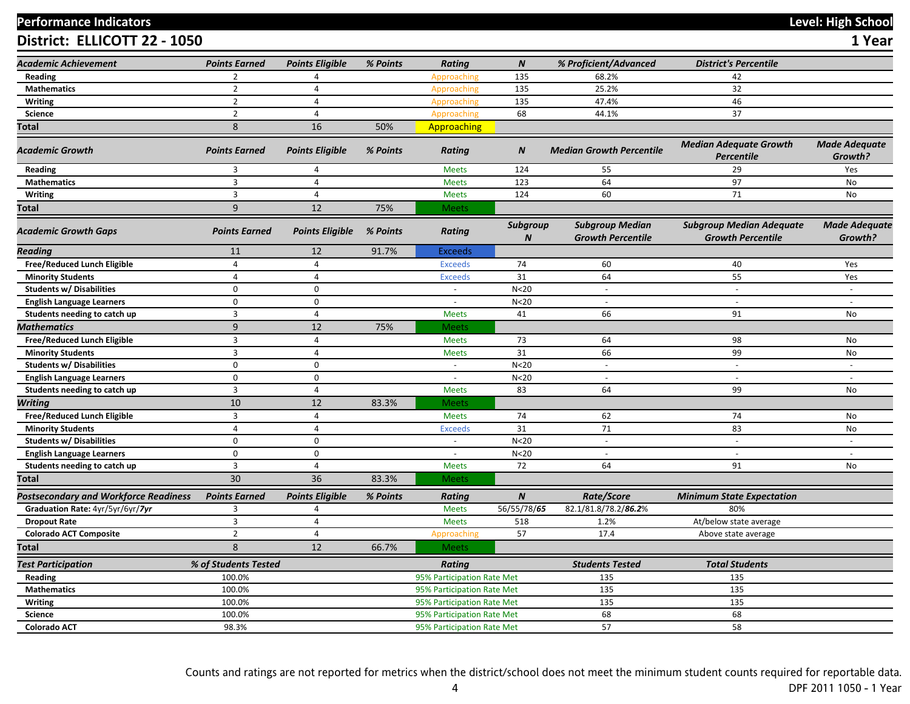# Performance Indicators

**Level: High School**

## District: ELLICOTT 22 - 1050

**1 Year**

| Academic Achievement | Points Earned | Points Eligible | % Points | Rating | N | % Proficient/Advanced | District's Percentile |
|---|---|---|---|---|---|---|---|
| Reading | 2 | 4 | | Approaching | 135 | 68.2% | 42 |
| Mathematics | 2 | 4 | | Approaching | 135 | 25.2% | 32 |
| Writing | 2 | 4 | | Approaching | 135 | 47.4% | 46 |
| Science | 2 | 4 | | Approaching | 68 | 44.1% | 37 |
| **Total** | 8 | 16 | 50% | Approaching | | | |

| Academic Growth | Points Earned | Points Eligible | % Points | Rating | N | Median Growth Percentile | Median Adequate Growth Percentile | Made Adequate Growth? |
|---|---|---|---|---|---|---|---|---|
| Reading | 3 | 4 | | Meets | 124 | 55 | 29 | Yes |
| Mathematics | 3 | 4 | | Meets | 123 | 64 | 97 | No |
| Writing | 3 | 4 | | Meets | 124 | 60 | 71 | No |
| **Total** | 9 | 12 | 75% | Meets | | | | |

| Academic Growth Gaps | Points Earned | Points Eligible | % Points | Rating | Subgroup N | Subgroup Median Growth Percentile | Subgroup Median Adequate Growth Percentile | Made Adequate Growth? |
|---|---|---|---|---|---|---|---|---|
| ***Reading*** | 11 | 12 | 91.7% | Exceeds | | | | |
| Free/Reduced Lunch Eligible | 4 | 4 | | Exceeds | 74 | 60 | 40 | Yes |
| Minority Students | 4 | 4 | | Exceeds | 31 | 64 | 55 | Yes |
| Students w/ Disabilities | 0 | 0 | | - | N<20 | - | - | - |
| English Language Learners | 0 | 0 | | - | N<20 | - | - | - |
| Students needing to catch up | 3 | 4 | | Meets | 41 | 66 | 91 | No |
| ***Mathematics*** | 9 | 12 | 75% | Meets | | | | |
| Free/Reduced Lunch Eligible | 3 | 4 | | Meets | 73 | 64 | 98 | No |
| Minority Students | 3 | 4 | | Meets | 31 | 66 | 99 | No |
| Students w/ Disabilities | 0 | 0 | | - | N<20 | - | - | - |
| English Language Learners | 0 | 0 | | - | N<20 | - | - | - |
| Students needing to catch up | 3 | 4 | | Meets | 83 | 64 | 99 | No |
| ***Writing*** | 10 | 12 | 83.3% | Meets | | | | |
| Free/Reduced Lunch Eligible | 3 | 4 | | Meets | 74 | 62 | 74 | No |
| Minority Students | 4 | 4 | | Exceeds | 31 | 71 | 83 | No |
| Students w/ Disabilities | 0 | 0 | | - | N<20 | - | - | - |
| English Language Learners | 0 | 0 | | - | N<20 | - | - | - |
| Students needing to catch up | 3 | 4 | | Meets | 72 | 64 | 91 | No |
| **Total** | 30 | 36 | 83.3% | Meets | | | | |

| Postsecondary and Workforce Readiness | Points Earned | Points Eligible | % Points | Rating | N | Rate/Score | Minimum State Expectation |
|---|---|---|---|---|---|---|---|
| Graduation Rate: 4yr/5yr/6yr/***7yr*** | 3 | 4 | | Meets | 56/55/78/***65*** | 82.1/81.8/78.2/***86.2***% | 80% |
| Dropout Rate | 3 | 4 | | Meets | 518 | 1.2% | At/below state average |
| Colorado ACT Composite | 2 | 4 | | Approaching | 57 | 17.4 | Above state average |
| **Total** | 8 | 12 | 66.7% | Meets | | | |

| Test Participation | % of Students Tested | Rating | Students Tested | Total Students |
|---|---|---|---|---|
| Reading | 100.0% | 95% Participation Rate Met | 135 | 135 |
| Mathematics | 100.0% | 95% Participation Rate Met | 135 | 135 |
| Writing | 100.0% | 95% Participation Rate Met | 135 | 135 |
| Science | 100.0% | 95% Participation Rate Met | 68 | 68 |
| Colorado ACT | 98.3% | 95% Participation Rate Met | 57 | 58 |

Counts and ratings are not reported for metrics when the district/school does not meet the minimum student counts required for reportable data.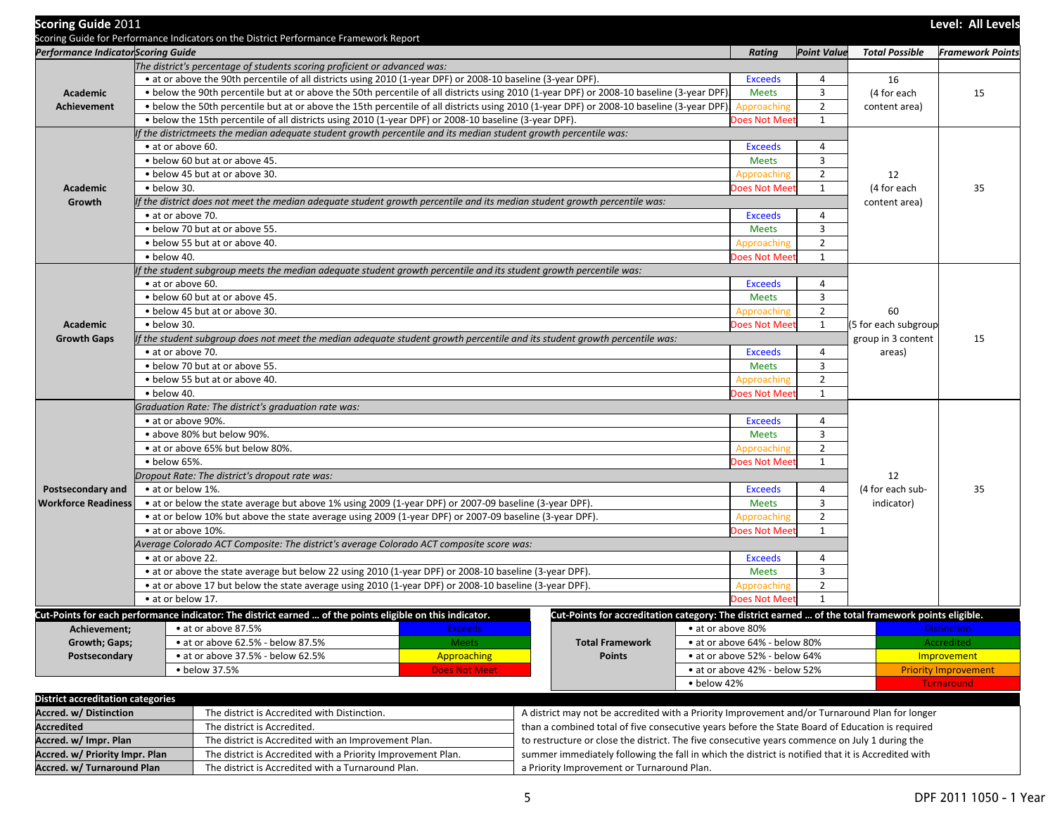# Scoring Guide 2011

**Level: All Levels**

Scoring Guide for Performance Indicators on the District Performance Framework Report

| Performance Indicator | Scoring Guide | Rating | Point Value | Total Possible | Framework Points |
|---|---|---|---|---|---|
| **Academic Achievement** | *The district's percentage of students scoring proficient or advanced was:* | | | 16 (4 for each content area) | 15 |
| | • at or above the 90th percentile of all districts using 2010 (1-year DPF) or 2008-10 baseline (3-year DPF). | Exceeds | 4 | | |
| | • below the 90th percentile but at or above the 50th percentile of all districts using 2010 (1-year DPF) or 2008-10 baseline (3-year DPF). | Meets | 3 | | |
| | • below the 50th percentile but at or above the 15th percentile of all districts using 2010 (1-year DPF) or 2008-10 baseline (3-year DPF). | Approaching | 2 | | |
| | • below the 15th percentile of all districts using 2010 (1-year DPF) or 2008-10 baseline (3-year DPF). | Does Not Meet | 1 | | |
| **Academic Growth** | *If the districtmeets the median adequate student growth percentile and its median student growth percentile was:* | | | 12 (4 for each content area) | 35 |
| | • at or above 60. | Exceeds | 4 | | |
| | • below 60 but at or above 45. | Meets | 3 | | |
| | • below 45 but at or above 30. | Approaching | 2 | | |
| | • below 30. | Does Not Meet | 1 | | |
| | *If the district does not meet the median adequate student growth percentile and its median student growth percentile was:* | | | | |
| | • at or above 70. | Exceeds | 4 | | |
| | • below 70 but at or above 55. | Meets | 3 | | |
| | • below 55 but at or above 40. | Approaching | 2 | | |
| | • below 40. | Does Not Meet | 1 | | |
| **Academic Growth Gaps** | *If the student subgroup meets the median adequate student growth percentile and its student growth percentile was:* | | | 60 (5 for each subgroup group in 3 content areas) | 15 |
| | • at or above 60. | Exceeds | 4 | | |
| | • below 60 but at or above 45. | Meets | 3 | | |
| | • below 45 but at or above 30. | Approaching | 2 | | |
| | • below 30. | Does Not Meet | 1 | | |
| | *If the student subgroup does not meet the median adequate student growth percentile and its student growth percentile was:* | | | | |
| | • at or above 70. | Exceeds | 4 | | |
| | • below 70 but at or above 55. | Meets | 3 | | |
| | • below 55 but at or above 40. | Approaching | 2 | | |
| | • below 40. | Does Not Meet | 1 | | |
| **Postsecondary and Workforce Readiness** | *Graduation Rate: The district's graduation rate was:* | | | 12 (4 for each sub-indicator) | 35 |
| | • at or above 90%. | Exceeds | 4 | | |
| | • above 80% but below 90%. | Meets | 3 | | |
| | • at or above 65% but below 80%. | Approaching | 2 | | |
| | • below 65%. | Does Not Meet | 1 | | |
| | *Dropout Rate: The district's dropout rate was:* | | | | |
| | • at or below 1%. | Exceeds | 4 | | |
| | • at or below the state average but above 1% using 2009 (1-year DPF) or 2007-09 baseline (3-year DPF). | Meets | 3 | | |
| | • at or below 10% but above the state average using 2009 (1-year DPF) or 2007-09 baseline (3-year DPF). | Approaching | 2 | | |
| | • at or above 10%. | Does Not Meet | 1 | | |
| | *Average Colorado ACT Composite: The district's average Colorado ACT composite score was:* | | | | |
| | • at or above 22. | Exceeds | 4 | | |
| | • at or above the state average but below 22 using 2010 (1-year DPF) or 2008-10 baseline (3-year DPF). | Meets | 3 | | |
| | • at or above 17 but below the state average using 2010 (1-year DPF) or 2008-10 baseline (3-year DPF). | Approaching | 2 | | |
| | • at or below 17. | Does Not Meet | 1 | | |

**Cut-Points for each performance indicator: The district earned ... of the points eligible on this indicator.**

| Indicator | Cut-Point | Rating |
|---|---|---|
| Achievement; Growth; Gaps; Postsecondary | • at or above 87.5% | Exceeds |
| | • at or above 62.5% - below 87.5% | Meets |
| | • at or above 37.5% - below 62.5% | Approaching |
| | • below 37.5% | Does Not Meet |

**Cut-Points for accreditation category: The district earned ... of the total framework points eligible.**

| | Cut-Point | Category |
|---|---|---|
| Total Framework Points | • at or above 80% | Distinction |
| | • at or above 64% - below 80% | Accredited |
| | • at or above 52% - below 64% | Improvement |
| | • at or above 42% - below 52% | Priority Improvement |
| | • below 42% | Turnaround |

**District accreditation categories**

| Category | Description |
|---|---|
| **Accred. w/ Distinction** | The district is Accredited with Distinction. |
| **Accredited** | The district is Accredited. |
| **Accred. w/ Impr. Plan** | The district is Accredited with an Improvement Plan. |
| **Accred. w/ Priority Impr. Plan** | The district is Accredited with a Priority Improvement Plan. |
| **Accred. w/ Turnaround Plan** | The district is Accredited with a Turnaround Plan. |

A district may not be accredited with a Priority Improvement and/or Turnaround Plan for longer than a combined total of five consecutive years before the State Board of Education is required to restructure or close the district. The five consecutive years commence on July 1 during the summer immediately following the fall in which the district is notified that it is Accredited with a Priority Improvement or Turnaround Plan.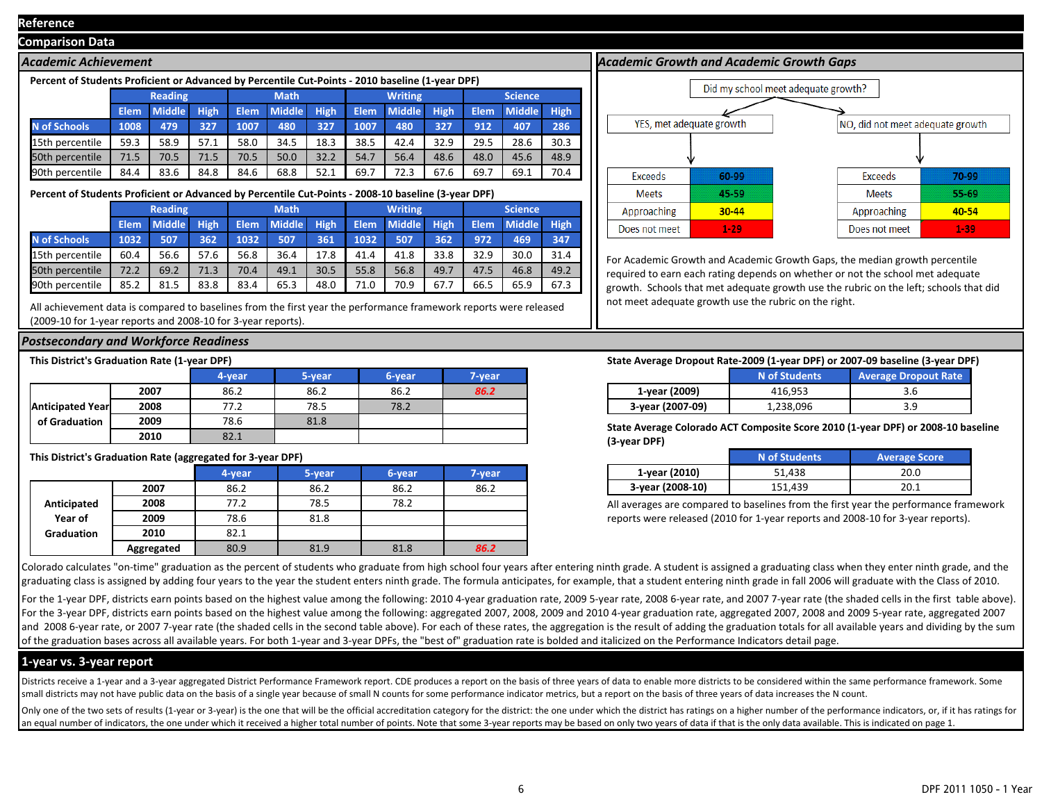# Reference

## Comparison Data

### Academic Achievement

**Percent of Students Proficient or Advanced by Percentile Cut-Points - 2010 baseline (1-year DPF)**

| | Reading | | | Math | | | Writing | | | Science | | |
|---|---|---|---|---|---|---|---|---|---|---|---|---|
| | Elem | Middle | High | Elem | Middle | High | Elem | Middle | High | Elem | Middle | High |
| N of Schools | 1008 | 479 | 327 | 1007 | 480 | 327 | 1007 | 480 | 327 | 912 | 407 | 286 |
| 15th percentile | 59.3 | 58.9 | 57.1 | 58.0 | 34.5 | 18.3 | 38.5 | 42.4 | 32.9 | 29.5 | 28.6 | 30.3 |
| 50th percentile | 71.5 | 70.5 | 71.5 | 70.5 | 50.0 | 32.2 | 54.7 | 56.4 | 48.6 | 48.0 | 45.6 | 48.9 |
| 90th percentile | 84.4 | 83.6 | 84.8 | 84.6 | 68.8 | 52.1 | 69.7 | 72.3 | 67.6 | 69.7 | 69.1 | 70.4 |

**Percent of Students Proficient or Advanced by Percentile Cut-Points - 2008-10 baseline (3-year DPF)**

| | Reading | | | Math | | | Writing | | | Science | | |
|---|---|---|---|---|---|---|---|---|---|---|---|---|
| | Elem | Middle | High | Elem | Middle | High | Elem | Middle | High | Elem | Middle | High |
| N of Schools | 1032 | 507 | 362 | 1032 | 507 | 361 | 1032 | 507 | 362 | 972 | 469 | 347 |
| 15th percentile | 60.4 | 56.6 | 57.6 | 56.8 | 36.4 | 17.8 | 41.4 | 41.8 | 33.8 | 32.9 | 30.0 | 31.4 |
| 50th percentile | 72.2 | 69.2 | 71.3 | 70.4 | 49.1 | 30.5 | 55.8 | 56.8 | 49.7 | 47.5 | 46.8 | 49.2 |
| 90th percentile | 85.2 | 81.5 | 83.8 | 83.4 | 65.3 | 48.0 | 71.0 | 70.9 | 67.7 | 66.5 | 65.9 | 67.3 |

All achievement data is compared to baselines from the first year the performance framework reports were released (2009-10 for 1-year reports and 2008-10 for 3-year reports).

### Academic Growth and Academic Growth Gaps

Did my school meet adequate growth?

YES, met adequate growth

| | |
|---|---|
| Exceeds | 60-99 |
| Meets | 45-59 |
| Approaching | 30-44 |
| Does not meet | 1-29 |

NO, did not meet adequate growth

| | |
|---|---|
| Exceeds | 70-99 |
| Meets | 55-69 |
| Approaching | 40-54 |
| Does not meet | 1-39 |

For Academic Growth and Academic Growth Gaps, the median growth percentile required to earn each rating depends on whether or not the school met adequate growth. Schools that met adequate growth use the rubric on the left; schools that did not meet adequate growth use the rubric on the right.

### Postsecondary and Workforce Readiness

**This District's Graduation Rate (1-year DPF)**

| Anticipated Year of Graduation | | 4-year | 5-year | 6-year | 7-year |
|---|---|---|---|---|---|
| | 2007 | 86.2 | 86.2 | 86.2 | ***86.2*** |
| | 2008 | 77.2 | 78.5 | 78.2 | |
| | 2009 | 78.6 | 81.8 | | |
| | 2010 | 82.1 | | | |

**This District's Graduation Rate (aggregated for 3-year DPF)**

| Anticipated Year of Graduation | | 4-year | 5-year | 6-year | 7-year |
|---|---|---|---|---|---|
| | 2007 | 86.2 | 86.2 | 86.2 | 86.2 |
| | 2008 | 77.2 | 78.5 | 78.2 | |
| | 2009 | 78.6 | 81.8 | | |
| | 2010 | 82.1 | | | |
| | Aggregated | 80.9 | 81.9 | 81.8 | ***86.2*** |

**State Average Dropout Rate-2009 (1-year DPF) or 2007-09 baseline (3-year DPF)**

| | N of Students | Average Dropout Rate |
|---|---|---|
| 1-year (2009) | 416,953 | 3.6 |
| 3-year (2007-09) | 1,238,096 | 3.9 |

**State Average Colorado ACT Composite Score 2010 (1-year DPF) or 2008-10 baseline (3-year DPF)**

| | N of Students | Average Score |
|---|---|---|
| 1-year (2010) | 51,438 | 20.0 |
| 3-year (2008-10) | 151,439 | 20.1 |

All averages are compared to baselines from the first year the performance framework reports were released (2010 for 1-year reports and 2008-10 for 3-year reports).

Colorado calculates "on-time" graduation as the percent of students who graduate from high school four years after entering ninth grade. A student is assigned a graduating class when they enter ninth grade, and the graduating class is assigned by adding four years to the year the student enters ninth grade. The formula anticipates, for example, that a student entering ninth grade in fall 2006 will graduate with the Class of 2010.

For the 1-year DPF, districts earn points based on the highest value among the following: 2010 4-year graduation rate, 2009 5-year rate, 2008 6-year rate, and 2007 7-year rate (the shaded cells in the first table above). For the 3-year DPF, districts earn points based on the highest value among the following: aggregated 2007, 2008, 2009 and 2010 4-year graduation rate, aggregated 2007, 2008 and 2009 5-year rate, aggregated 2007 and 2008 6-year rate, or 2007 7-year rate (the shaded cells in the second table above). For each of these rates, the aggregation is the result of adding the graduation totals for all available years and dividing by the sum of the graduation bases across all available years. For both 1-year and 3-year DPFs, the "best of" graduation rate is bolded and italicized on the Performance Indicators detail page.

## 1-year vs. 3-year report

Districts receive a 1-year and a 3-year aggregated District Performance Framework report. CDE produces a report on the basis of three years of data to enable more districts to be considered within the same performance framework. Some small districts may not have public data on the basis of a single year because of small N counts for some performance indicator metrics, but a report on the basis of three years of data increases the N count.

Only one of the two sets of results (1-year or 3-year) is the one that will be the official accreditation category for the district: the one under which the district has ratings on a higher number of the performance indicators, or, if it has ratings for an equal number of indicators, the one under which it received a higher total number of points. Note that some 3-year reports may be based on only two years of data if that is the only data available. This is indicated on page 1.